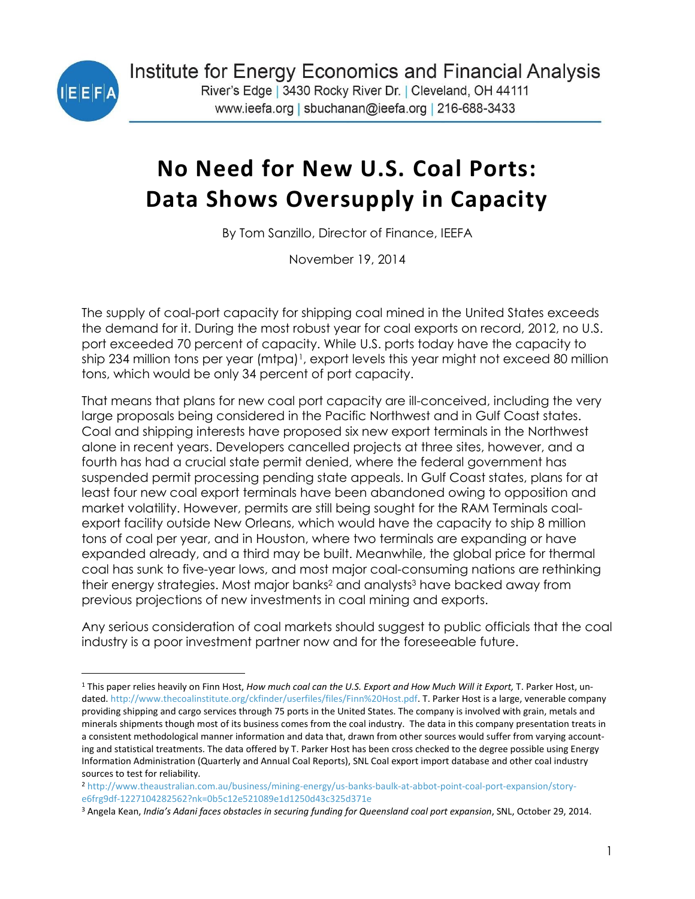Institute for Energy Economics and Financial Analysis
River's Edge | 3430 Rocky River Dr. | Cleveland, OH 44111
www.ieefa.org | sbuchanan@ieefa.org | 216-688-3433

# No Need for New U.S. Coal Ports: Data Shows Oversupply in Capacity

By Tom Sanzillo, Director of Finance, IEEFA

November 19, 2014

The supply of coal-port capacity for shipping coal mined in the United States exceeds the demand for it. During the most robust year for coal exports on record, 2012, no U.S. port exceeded 70 percent of capacity. While U.S. ports today have the capacity to ship 234 million tons per year (mtpa)[1], export levels this year might not exceed 80 million tons, which would be only 34 percent of port capacity.

That means that plans for new coal port capacity are ill-conceived, including the very large proposals being considered in the Pacific Northwest and in Gulf Coast states. Coal and shipping interests have proposed six new export terminals in the Northwest alone in recent years. Developers cancelled projects at three sites, however, and a fourth has had a crucial state permit denied, where the federal government has suspended permit processing pending state appeals. In Gulf Coast states, plans for at least four new coal export terminals have been abandoned owing to opposition and market volatility. However, permits are still being sought for the RAM Terminals coal-export facility outside New Orleans, which would have the capacity to ship 8 million tons of coal per year, and in Houston, where two terminals are expanding or have expanded already, and a third may be built. Meanwhile, the global price for thermal coal has sunk to five-year lows, and most major coal-consuming nations are rethinking their energy strategies. Most major banks[2] and analysts[3] have backed away from previous projections of new investments in coal mining and exports.

Any serious consideration of coal markets should suggest to public officials that the coal industry is a poor investment partner now and for the foreseeable future.

---

[1] This paper relies heavily on Finn Host, *How much coal can the U.S. Export and How Much Will it Export,* T. Parker Host, undated. http://www.thecoalinstitute.org/ckfinder/userfiles/files/Finn%20Host.pdf. T. Parker Host is a large, venerable company providing shipping and cargo services through 75 ports in the United States. The company is involved with grain, metals and minerals shipments though most of its business comes from the coal industry. The data in this company presentation treats in a consistent methodological manner information and data that, drawn from other sources would suffer from varying accounting and statistical treatments. The data offered by T. Parker Host has been cross checked to the degree possible using Energy Information Administration (Quarterly and Annual Coal Reports), SNL Coal export import database and other coal industry sources to test for reliability.

[2] http://www.theaustralian.com.au/business/mining-energy/us-banks-baulk-at-abbot-point-coal-port-expansion/story-e6frg9df-1227104282562?nk=0b5c12e521089e1d1250d43c325d371e

[3] Angela Kean, *India's Adani faces obstacles in securing funding for Queensland coal port expansion*, SNL, October 29, 2014.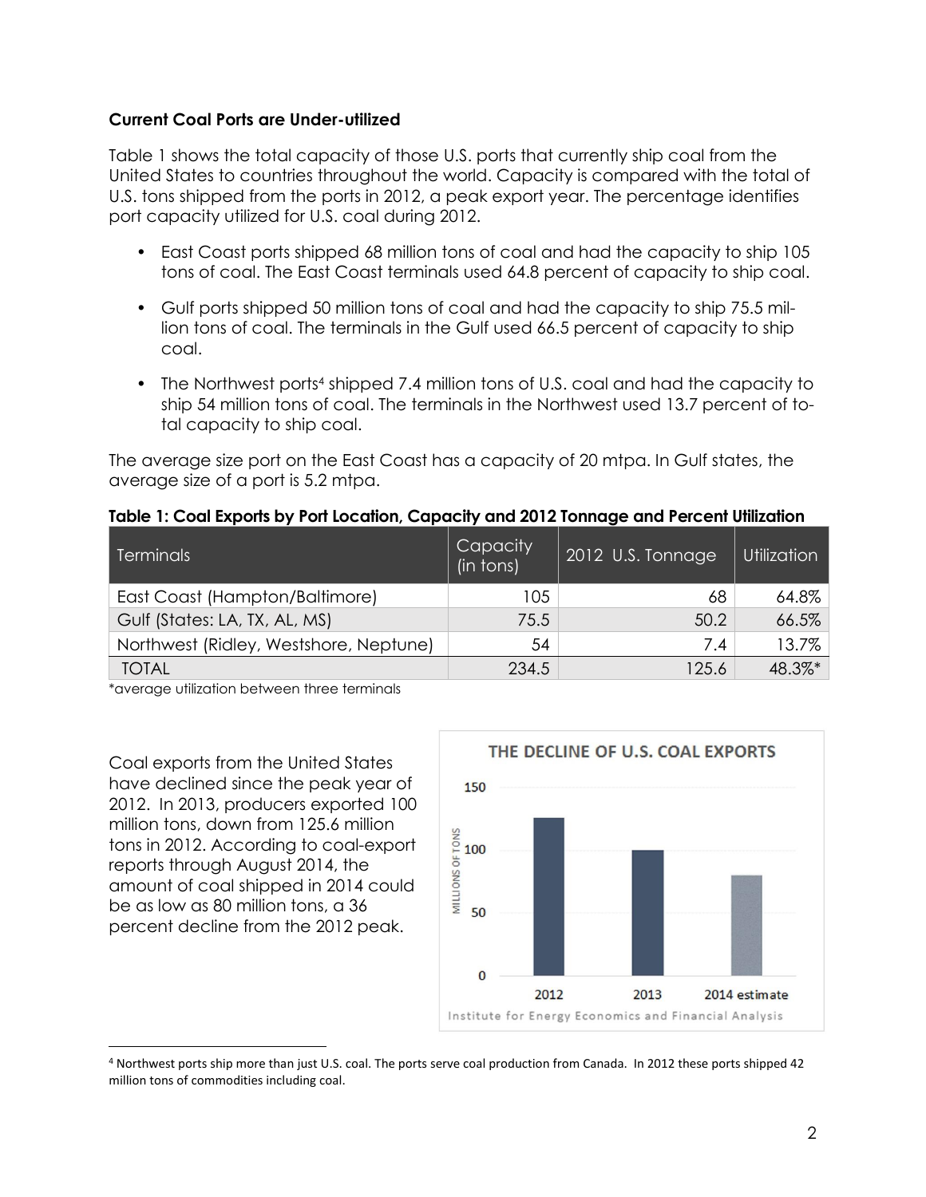**Current Coal Ports are Under-utilized**

Table 1 shows the total capacity of those U.S. ports that currently ship coal from the United States to countries throughout the world. Capacity is compared with the total of U.S. tons shipped from the ports in 2012, a peak export year. The percentage identifies port capacity utilized for U.S. coal during 2012.

- East Coast ports shipped 68 million tons of coal and had the capacity to ship 105 tons of coal. The East Coast terminals used 64.8 percent of capacity to ship coal.
- Gulf ports shipped 50 million tons of coal and had the capacity to ship 75.5 million tons of coal. The terminals in the Gulf used 66.5 percent of capacity to ship coal.
- The Northwest ports[4] shipped 7.4 million tons of U.S. coal and had the capacity to ship 54 million tons of coal. The terminals in the Northwest used 13.7 percent of total capacity to ship coal.

The average size port on the East Coast has a capacity of 20 mtpa. In Gulf states, the average size of a port is 5.2 mtpa.

**Table 1: Coal Exports by Port Location, Capacity and 2012 Tonnage and Percent Utilization**

| Terminals | Capacity (in tons) | 2012 U.S. Tonnage | Utilization |
|---|---|---|---|
| East Coast (Hampton/Baltimore) | 105 | 68 | 64.8% |
| Gulf (States: LA, TX, AL, MS) | 75.5 | 50.2 | 66.5% |
| Northwest (Ridley, Westshore, Neptune) | 54 | 7.4 | 13.7% |
| TOTAL | 234.5 | 125.6 | 48.3%* |

*average utilization between three terminals

Coal exports from the United States have declined since the peak year of 2012. In 2013, producers exported 100 million tons, down from 125.6 million tons in 2012. According to coal-export reports through August 2014, the amount of coal shipped in 2014 could be as low as 80 million tons, a 36 percent decline from the 2012 peak.

**THE DECLINE OF U.S. COAL EXPORTS**

| Year | Millions of Tons |
|---|---|
| 2012 | 125.6 |
| 2013 | 100 |
| 2014 estimate | 80 |

Institute for Energy Economics and Financial Analysis

[4] Northwest ports ship more than just U.S. coal. The ports serve coal production from Canada. In 2012 these ports shipped 42 million tons of commodities including coal.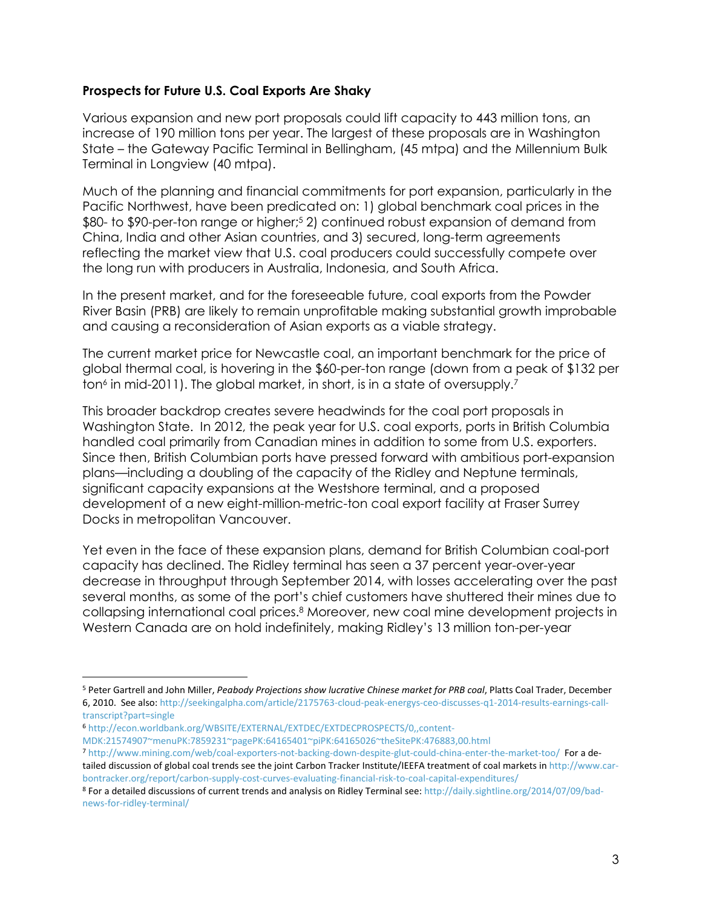**Prospects for Future U.S. Coal Exports Are Shaky**

Various expansion and new port proposals could lift capacity to 443 million tons, an increase of 190 million tons per year. The largest of these proposals are in Washington State – the Gateway Pacific Terminal in Bellingham, (45 mtpa) and the Millennium Bulk Terminal in Longview (40 mtpa).

Much of the planning and financial commitments for port expansion, particularly in the Pacific Northwest, have been predicated on: 1) global benchmark coal prices in the \$80- to \$90-per-ton range or higher;[5] 2) continued robust expansion of demand from China, India and other Asian countries, and 3) secured, long-term agreements reflecting the market view that U.S. coal producers could successfully compete over the long run with producers in Australia, Indonesia, and South Africa.

In the present market, and for the foreseeable future, coal exports from the Powder River Basin (PRB) are likely to remain unprofitable making substantial growth improbable and causing a reconsideration of Asian exports as a viable strategy.

The current market price for Newcastle coal, an important benchmark for the price of global thermal coal, is hovering in the \$60-per-ton range (down from a peak of \$132 per ton[6] in mid-2011). The global market, in short, is in a state of oversupply.[7]

This broader backdrop creates severe headwinds for the coal port proposals in Washington State. In 2012, the peak year for U.S. coal exports, ports in British Columbia handled coal primarily from Canadian mines in addition to some from U.S. exporters. Since then, British Columbian ports have pressed forward with ambitious port-expansion plans—including a doubling of the capacity of the Ridley and Neptune terminals, significant capacity expansions at the Westshore terminal, and a proposed development of a new eight-million-metric-ton coal export facility at Fraser Surrey Docks in metropolitan Vancouver.

Yet even in the face of these expansion plans, demand for British Columbian coal-port capacity has declined. The Ridley terminal has seen a 37 percent year-over-year decrease in throughput through September 2014, with losses accelerating over the past several months, as some of the port's chief customers have shuttered their mines due to collapsing international coal prices.[8] Moreover, new coal mine development projects in Western Canada are on hold indefinitely, making Ridley's 13 million ton-per-year

---

[5] Peter Gartrell and John Miller, *Peabody Projections show lucrative Chinese market for PRB coal*, Platts Coal Trader, December 6, 2010. See also: http://seekingalpha.com/article/2175763-cloud-peak-energys-ceo-discusses-q1-2014-results-earnings-call-transcript?part=single

[6] http://econ.worldbank.org/WBSITE/EXTERNAL/EXTDEC/EXTDECPROSPECTS/0,,contentMDK:21574907~menuPK:7859231~pagePK:64165401~piPK:64165026~theSitePK:476883,00.html

[7] http://www.mining.com/web/coal-exporters-not-backing-down-despite-glut-could-china-enter-the-market-too/ For a detailed discussion of global coal trends see the joint Carbon Tracker Institute/IEEFA treatment of coal markets in http://www.carbontracker.org/report/carbon-supply-cost-curves-evaluating-financial-risk-to-coal-capital-expenditures/

[8] For a detailed discussions of current trends and analysis on Ridley Terminal see: http://daily.sightline.org/2014/07/09/bad-news-for-ridley-terminal/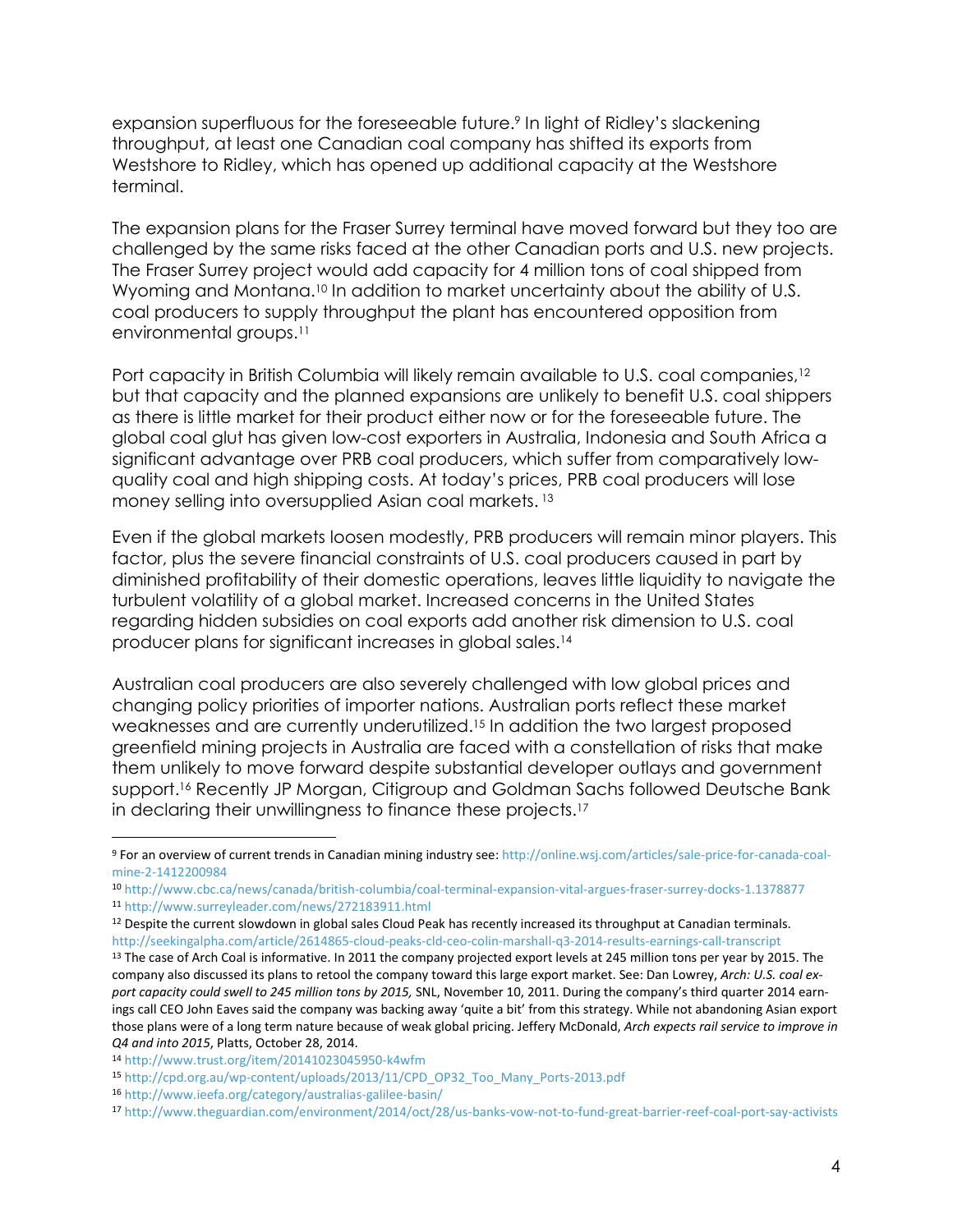expansion superfluous for the foreseeable future.[9] In light of Ridley's slackening throughput, at least one Canadian coal company has shifted its exports from Westshore to Ridley, which has opened up additional capacity at the Westshore terminal.

The expansion plans for the Fraser Surrey terminal have moved forward but they too are challenged by the same risks faced at the other Canadian ports and U.S. new projects. The Fraser Surrey project would add capacity for 4 million tons of coal shipped from Wyoming and Montana.[10] In addition to market uncertainty about the ability of U.S. coal producers to supply throughput the plant has encountered opposition from environmental groups.[11]

Port capacity in British Columbia will likely remain available to U.S. coal companies,[12] but that capacity and the planned expansions are unlikely to benefit U.S. coal shippers as there is little market for their product either now or for the foreseeable future. The global coal glut has given low-cost exporters in Australia, Indonesia and South Africa a significant advantage over PRB coal producers, which suffer from comparatively low-quality coal and high shipping costs. At today's prices, PRB coal producers will lose money selling into oversupplied Asian coal markets. [13]

Even if the global markets loosen modestly, PRB producers will remain minor players. This factor, plus the severe financial constraints of U.S. coal producers caused in part by diminished profitability of their domestic operations, leaves little liquidity to navigate the turbulent volatility of a global market. Increased concerns in the United States regarding hidden subsidies on coal exports add another risk dimension to U.S. coal producer plans for significant increases in global sales.[14]

Australian coal producers are also severely challenged with low global prices and changing policy priorities of importer nations. Australian ports reflect these market weaknesses and are currently underutilized.[15] In addition the two largest proposed greenfield mining projects in Australia are faced with a constellation of risks that make them unlikely to move forward despite substantial developer outlays and government support.[16] Recently JP Morgan, Citigroup and Goldman Sachs followed Deutsche Bank in declaring their unwillingness to finance these projects.[17]

---

[9] For an overview of current trends in Canadian mining industry see: http://online.wsj.com/articles/sale-price-for-canada-coal-mine-2-1412200984

[10] http://www.cbc.ca/news/canada/british-columbia/coal-terminal-expansion-vital-argues-fraser-surrey-docks-1.1378877

[11] http://www.surreyleader.com/news/272183911.html

[12] Despite the current slowdown in global sales Cloud Peak has recently increased its throughput at Canadian terminals. http://seekingalpha.com/article/2614865-cloud-peaks-cld-ceo-colin-marshall-q3-2014-results-earnings-call-transcript

[13] The case of Arch Coal is informative. In 2011 the company projected export levels at 245 million tons per year by 2015. The company also discussed its plans to retool the company toward this large export market. See: Dan Lowrey, *Arch: U.S. coal export capacity could swell to 245 million tons by 2015,* SNL, November 10, 2011. During the company's third quarter 2014 earnings call CEO John Eaves said the company was backing away 'quite a bit' from this strategy. While not abandoning Asian export those plans were of a long term nature because of weak global pricing. Jeffery McDonald, *Arch expects rail service to improve in Q4 and into 2015*, Platts, October 28, 2014.

[14] http://www.trust.org/item/20141023045950-k4wfm

[15] http://cpd.org.au/wp-content/uploads/2013/11/CPD_OP32_Too_Many_Ports-2013.pdf

[16] http://www.ieefa.org/category/australias-galilee-basin/

[17] http://www.theguardian.com/environment/2014/oct/28/us-banks-vow-not-to-fund-great-barrier-reef-coal-port-say-activists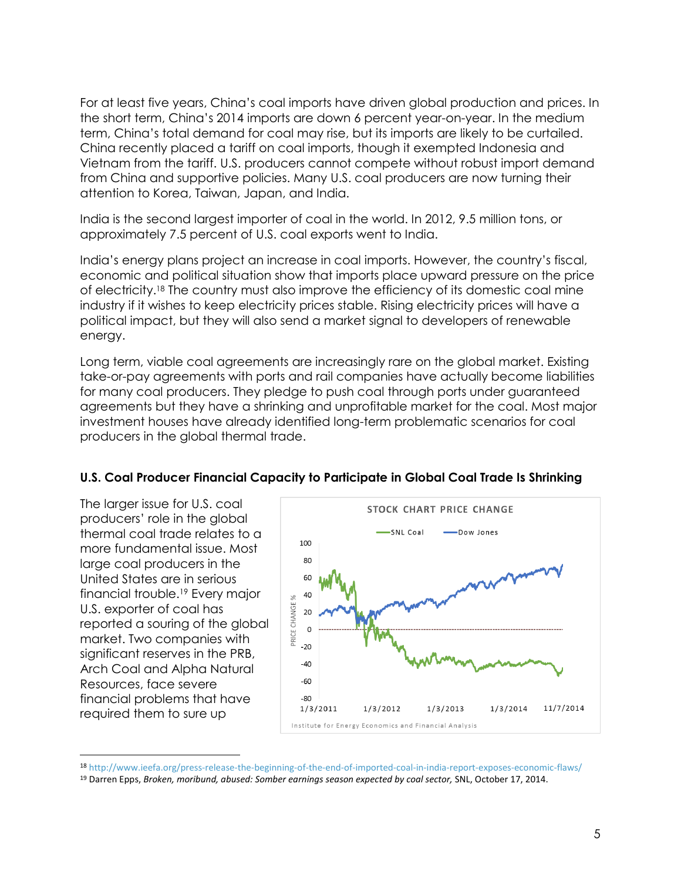For at least five years, China's coal imports have driven global production and prices. In the short term, China's 2014 imports are down 6 percent year-on-year. In the medium term, China's total demand for coal may rise, but its imports are likely to be curtailed. China recently placed a tariff on coal imports, though it exempted Indonesia and Vietnam from the tariff. U.S. producers cannot compete without robust import demand from China and supportive policies. Many U.S. coal producers are now turning their attention to Korea, Taiwan, Japan, and India.

India is the second largest importer of coal in the world. In 2012, 9.5 million tons, or approximately 7.5 percent of U.S. coal exports went to India.

India's energy plans project an increase in coal imports. However, the country's fiscal, economic and political situation show that imports place upward pressure on the price of electricity.[18] The country must also improve the efficiency of its domestic coal mine industry if it wishes to keep electricity prices stable. Rising electricity prices will have a political impact, but they will also send a market signal to developers of renewable energy.

Long term, viable coal agreements are increasingly rare on the global market. Existing take-or-pay agreements with ports and rail companies have actually become liabilities for many coal producers. They pledge to push coal through ports under guaranteed agreements but they have a shrinking and unprofitable market for the coal. Most major investment houses have already identified long-term problematic scenarios for coal producers in the global thermal trade.

**U.S. Coal Producer Financial Capacity to Participate in Global Coal Trade Is Shrinking**

The larger issue for U.S. coal producers' role in the global thermal coal trade relates to a more fundamental issue. Most large coal producers in the United States are in serious financial trouble.[19] Every major U.S. exporter of coal has reported a souring of the global market. Two companies with significant reserves in the PRB, Arch Coal and Alpha Natural Resources, face severe financial problems that have required them to sure up

---

[18] http://www.ieefa.org/press-release-the-beginning-of-the-end-of-imported-coal-in-india-report-exposes-economic-flaws/

[19] Darren Epps, *Broken, moribund, abused: Somber earnings season expected by coal sector,* SNL, October 17, 2014.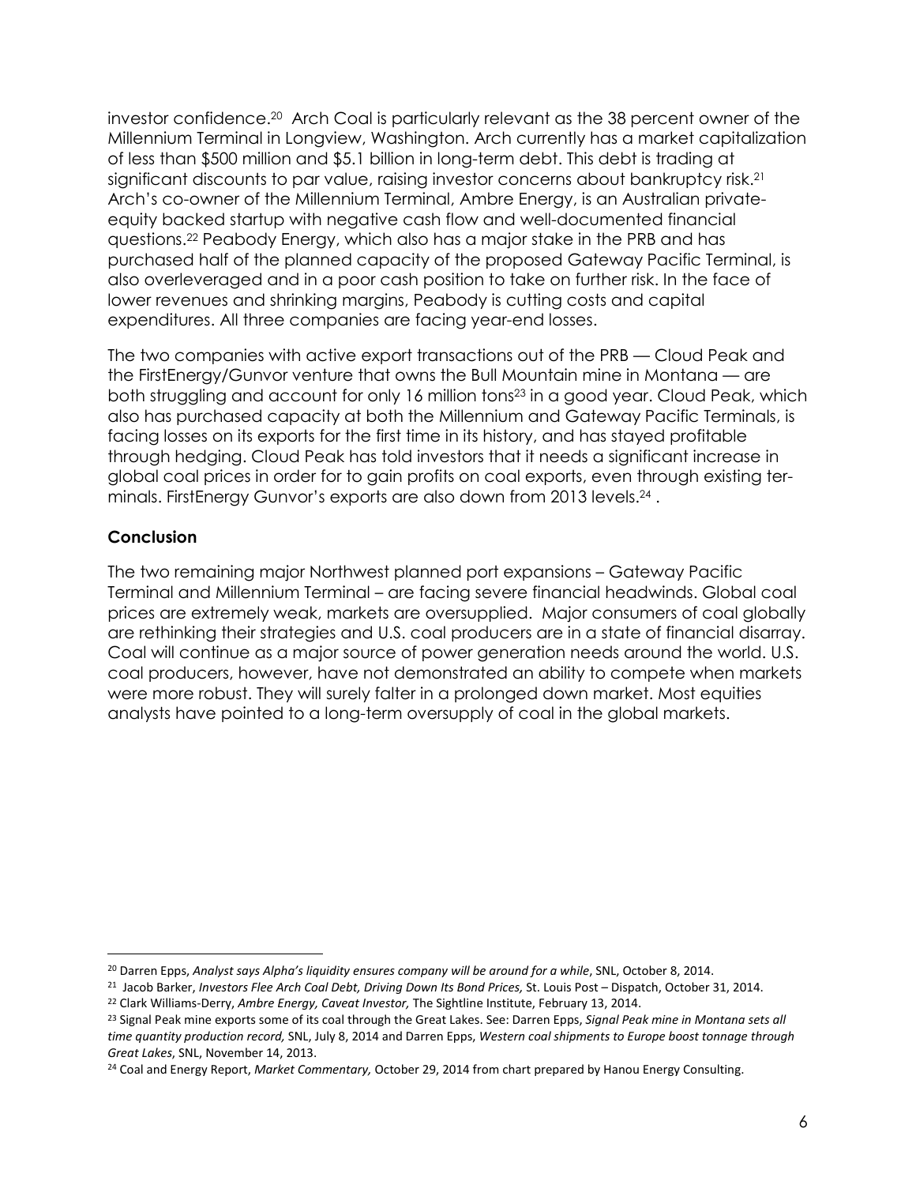investor confidence.[20] Arch Coal is particularly relevant as the 38 percent owner of the Millennium Terminal in Longview, Washington. Arch currently has a market capitalization of less than $500 million and $5.1 billion in long-term debt. This debt is trading at significant discounts to par value, raising investor concerns about bankruptcy risk.[21] Arch's co-owner of the Millennium Terminal, Ambre Energy, is an Australian private-equity backed startup with negative cash flow and well-documented financial questions.[22] Peabody Energy, which also has a major stake in the PRB and has purchased half of the planned capacity of the proposed Gateway Pacific Terminal, is also overleveraged and in a poor cash position to take on further risk. In the face of lower revenues and shrinking margins, Peabody is cutting costs and capital expenditures. All three companies are facing year-end losses.

The two companies with active export transactions out of the PRB — Cloud Peak and the FirstEnergy/Gunvor venture that owns the Bull Mountain mine in Montana — are both struggling and account for only 16 million tons[23] in a good year. Cloud Peak, which also has purchased capacity at both the Millennium and Gateway Pacific Terminals, is facing losses on its exports for the first time in its history, and has stayed profitable through hedging. Cloud Peak has told investors that it needs a significant increase in global coal prices in order for to gain profits on coal exports, even through existing terminals. FirstEnergy Gunvor's exports are also down from 2013 levels.[24] .

## Conclusion

The two remaining major Northwest planned port expansions – Gateway Pacific Terminal and Millennium Terminal – are facing severe financial headwinds. Global coal prices are extremely weak, markets are oversupplied. Major consumers of coal globally are rethinking their strategies and U.S. coal producers are in a state of financial disarray. Coal will continue as a major source of power generation needs around the world. U.S. coal producers, however, have not demonstrated an ability to compete when markets were more robust. They will surely falter in a prolonged down market. Most equities analysts have pointed to a long-term oversupply of coal in the global markets.

---

[20] Darren Epps, *Analyst says Alpha's liquidity ensures company will be around for a while*, SNL, October 8, 2014.

[21] Jacob Barker, *Investors Flee Arch Coal Debt, Driving Down Its Bond Prices,* St. Louis Post – Dispatch, October 31, 2014.

[22] Clark Williams-Derry, *Ambre Energy, Caveat Investor,* The Sightline Institute, February 13, 2014.

[23] Signal Peak mine exports some of its coal through the Great Lakes. See: Darren Epps, *Signal Peak mine in Montana sets all time quantity production record,* SNL, July 8, 2014 and Darren Epps, *Western coal shipments to Europe boost tonnage through Great Lakes*, SNL, November 14, 2013.

[24] Coal and Energy Report, *Market Commentary,* October 29, 2014 from chart prepared by Hanou Energy Consulting.